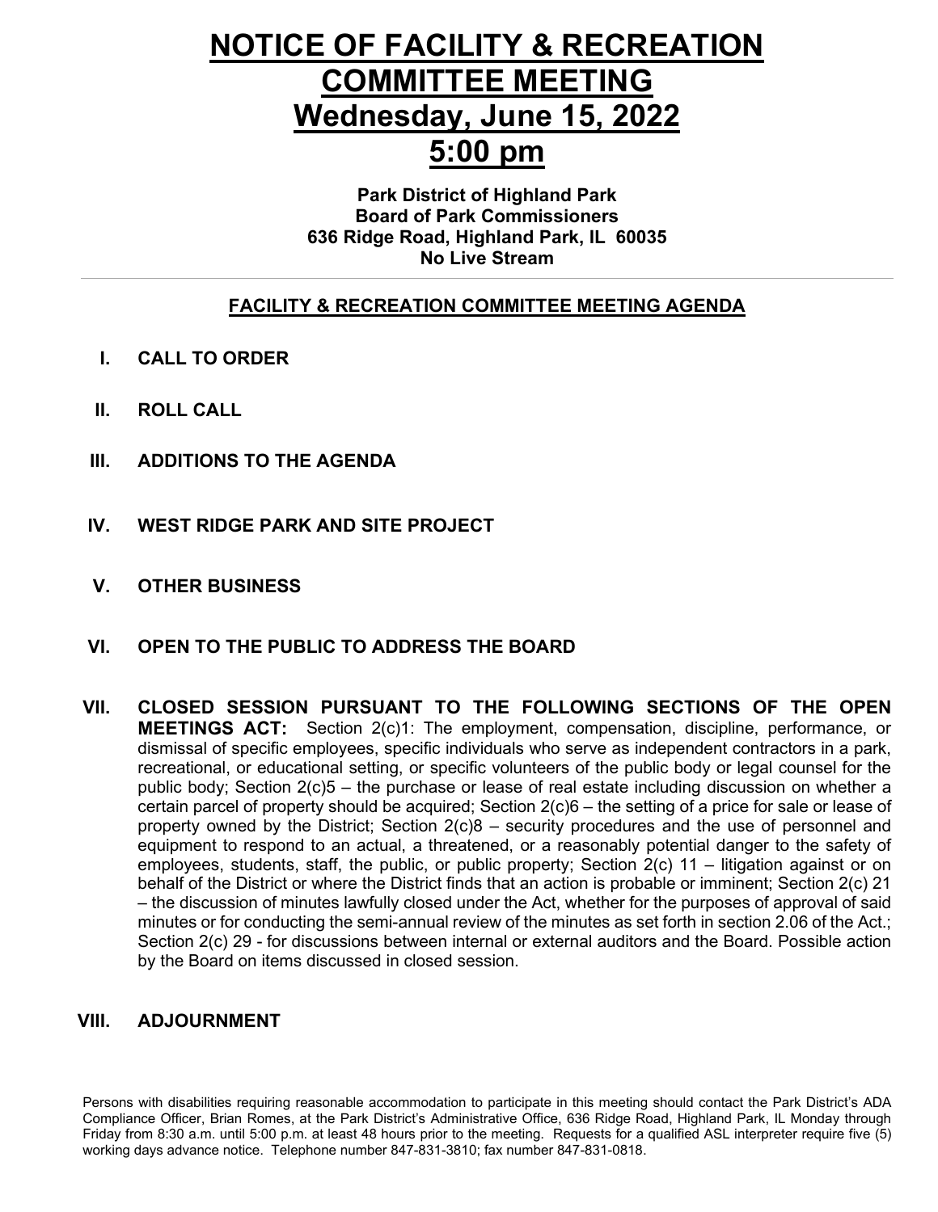# NOTICE OF FACILITY & RECREATION COMMITTEE MEETING
# Wednesday, June 15, 2022
# 5:00 pm

**Park District of Highland Park**
**Board of Park Commissioners**
**636 Ridge Road, Highland Park, IL 60035**
**No Live Stream**

---

## FACILITY & RECREATION COMMITTEE MEETING AGENDA

I. **CALL TO ORDER**

II. **ROLL CALL**

III. **ADDITIONS TO THE AGENDA**

IV. **WEST RIDGE PARK AND SITE PROJECT**

V. **OTHER BUSINESS**

VI. **OPEN TO THE PUBLIC TO ADDRESS THE BOARD**

VII. **CLOSED SESSION PURSUANT TO THE FOLLOWING SECTIONS OF THE OPEN MEETINGS ACT:** Section 2(c)1: The employment, compensation, discipline, performance, or dismissal of specific employees, specific individuals who serve as independent contractors in a park, recreational, or educational setting, or specific volunteers of the public body or legal counsel for the public body; Section 2(c)5 – the purchase or lease of real estate including discussion on whether a certain parcel of property should be acquired; Section 2(c)6 – the setting of a price for sale or lease of property owned by the District; Section 2(c)8 – security procedures and the use of personnel and equipment to respond to an actual, a threatened, or a reasonably potential danger to the safety of employees, students, staff, the public, or public property; Section 2(c) 11 – litigation against or on behalf of the District or where the District finds that an action is probable or imminent; Section 2(c) 21 – the discussion of minutes lawfully closed under the Act, whether for the purposes of approval of said minutes or for conducting the semi-annual review of the minutes as set forth in section 2.06 of the Act.; Section 2(c) 29 - for discussions between internal or external auditors and the Board. Possible action by the Board on items discussed in closed session.

VIII. **ADJOURNMENT**

Persons with disabilities requiring reasonable accommodation to participate in this meeting should contact the Park District's ADA Compliance Officer, Brian Romes, at the Park District's Administrative Office, 636 Ridge Road, Highland Park, IL Monday through Friday from 8:30 a.m. until 5:00 p.m. at least 48 hours prior to the meeting. Requests for a qualified ASL interpreter require five (5) working days advance notice. Telephone number 847-831-3810; fax number 847-831-0818.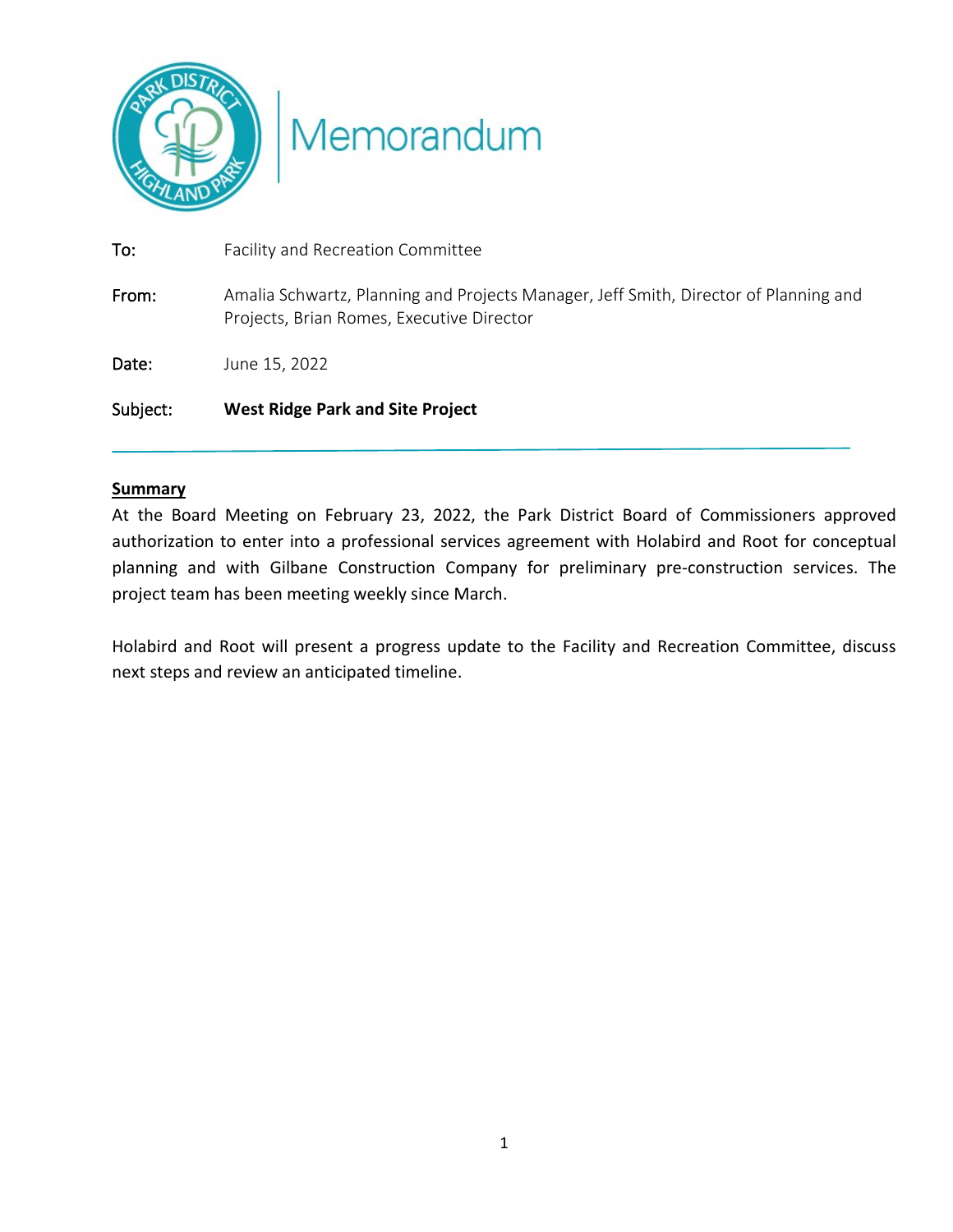# Memorandum

| | |
|---|---|
| To: | Facility and Recreation Committee |
| From: | Amalia Schwartz, Planning and Projects Manager, Jeff Smith, Director of Planning and Projects, Brian Romes, Executive Director |
| Date: | June 15, 2022 |
| Subject: | **West Ridge Park and Site Project** |

**Summary**

At the Board Meeting on February 23, 2022, the Park District Board of Commissioners approved authorization to enter into a professional services agreement with Holabird and Root for conceptual planning and with Gilbane Construction Company for preliminary pre-construction services. The project team has been meeting weekly since March.

Holabird and Root will present a progress update to the Facility and Recreation Committee, discuss next steps and review an anticipated timeline.